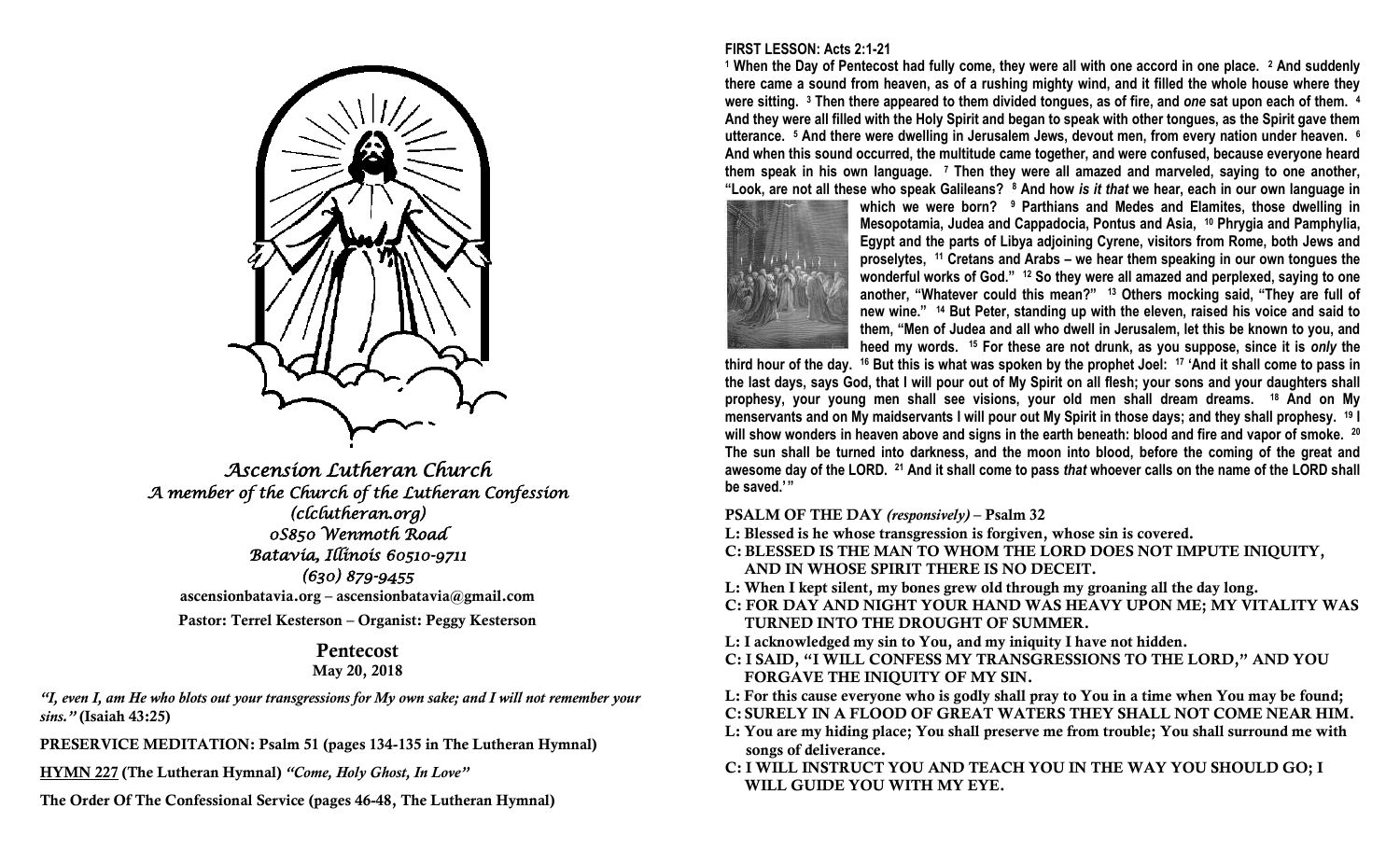*Ascension Lutheran Church*
*A member of the Church of the Lutheran Confession*
*(clclutheran.org)*
*0S850 Wenmoth Road*
*Batavia, Illinois 60510-9711*
*(630) 879-9455*
ascensionbatavia.org – ascensionbatavia@gmail.com

Pastor: Terrel Kesterson – Organist: Peggy Kesterson

## Pentecost
May 20, 2018

*"I, even I, am He who blots out your transgressions for My own sake; and I will not remember your sins."* **(Isaiah 43:25)**

**PRESERVICE MEDITATION: Psalm 51 (pages 134-135 in The Lutheran Hymnal)**

**HYMN 227 (The Lutheran Hymnal) *"Come, Holy Ghost, In Love"***

**The Order Of The Confessional Service (pages 46-48, The Lutheran Hymnal)**

**FIRST LESSON: Acts 2:1-21**

**[1] When the Day of Pentecost had fully come, they were all with one accord in one place. [2] And suddenly there came a sound from heaven, as of a rushing mighty wind, and it filled the whole house where they were sitting. [3] Then there appeared to them divided tongues, as of fire, and *one* sat upon each of them. [4] And they were all filled with the Holy Spirit and began to speak with other tongues, as the Spirit gave them utterance. [5] And there were dwelling in Jerusalem Jews, devout men, from every nation under heaven. [6] And when this sound occurred, the multitude came together, and were confused, because everyone heard them speak in his own language. [7] Then they were all amazed and marveled, saying to one another, "Look, are not all these who speak Galileans? [8] And how *is it that* we hear, each in our own language in which we were born? [9] Parthians and Medes and Elamites, those dwelling in Mesopotamia, Judea and Cappadocia, Pontus and Asia, [10] Phrygia and Pamphylia, Egypt and the parts of Libya adjoining Cyrene, visitors from Rome, both Jews and proselytes, [11] Cretans and Arabs – we hear them speaking in our own tongues the wonderful works of God." [12] So they were all amazed and perplexed, saying to one another, "Whatever could this mean?" [13] Others mocking said, "They are full of new wine." [14] But Peter, standing up with the eleven, raised his voice and said to them, "Men of Judea and all who dwell in Jerusalem, let this be known to you, and heed my words. [15] For these are not drunk, as you suppose, since it is *only* the third hour of the day. [16] But this is what was spoken by the prophet Joel: [17] 'And it shall come to pass in the last days, says God, that I will pour out of My Spirit on all flesh; your sons and your daughters shall prophesy, your young men shall see visions, your old men shall dream dreams. [18] And on My menservants and on My maidservants I will pour out My Spirit in those days; and they shall prophesy. [19] I will show wonders in heaven above and signs in the earth beneath: blood and fire and vapor of smoke. [20] The sun shall be turned into darkness, and the moon into blood, before the coming of the great and awesome day of the LORD. [21] And it shall come to pass *that* whoever calls on the name of the LORD shall be saved.'"**

**PSALM OF THE DAY *(responsively)* – Psalm 32**

**L: Blessed is he whose transgression is forgiven, whose sin is covered.**
**C: BLESSED IS THE MAN TO WHOM THE LORD DOES NOT IMPUTE INIQUITY, AND IN WHOSE SPIRIT THERE IS NO DECEIT.**
**L: When I kept silent, my bones grew old through my groaning all the day long.**
**C: FOR DAY AND NIGHT YOUR HAND WAS HEAVY UPON ME; MY VITALITY WAS TURNED INTO THE DROUGHT OF SUMMER.**
**L: I acknowledged my sin to You, and my iniquity I have not hidden.**
**C: I SAID, "I WILL CONFESS MY TRANSGRESSIONS TO THE LORD," AND YOU FORGAVE THE INIQUITY OF MY SIN.**
**L: For this cause everyone who is godly shall pray to You in a time when You may be found;**
**C: SURELY IN A FLOOD OF GREAT WATERS THEY SHALL NOT COME NEAR HIM.**
**L: You are my hiding place; You shall preserve me from trouble; You shall surround me with songs of deliverance.**
**C: I WILL INSTRUCT YOU AND TEACH YOU IN THE WAY YOU SHOULD GO; I WILL GUIDE YOU WITH MY EYE.**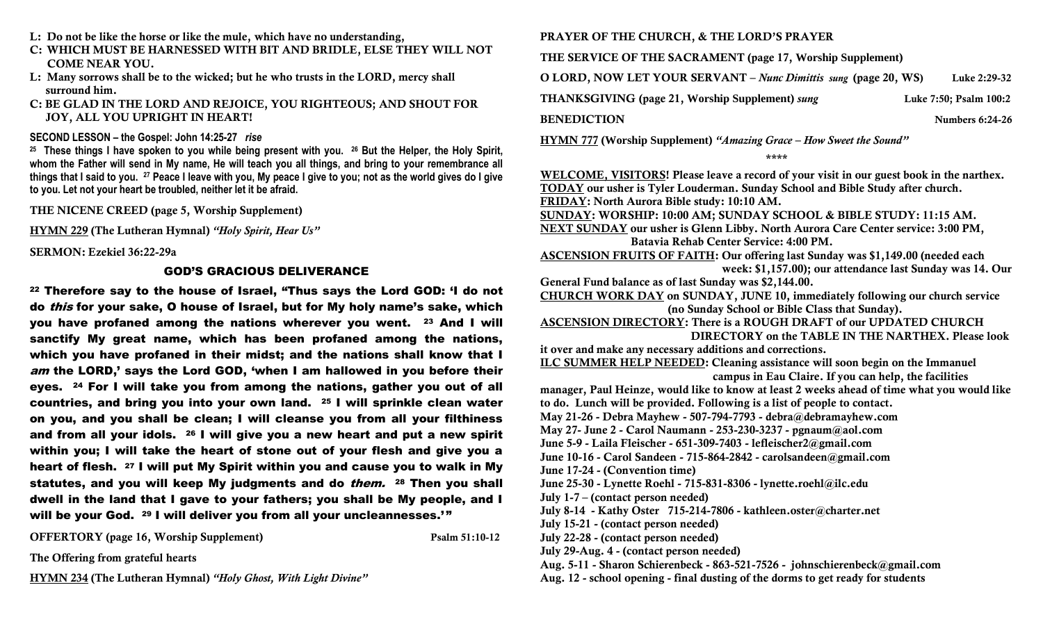**L: Do not be like the horse or like the mule, which have no understanding,**

**C: WHICH MUST BE HARNESSED WITH BIT AND BRIDLE, ELSE THEY WILL NOT COME NEAR YOU.**

**L: Many sorrows shall be to the wicked; but he who trusts in the LORD, mercy shall surround him.**

**C: BE GLAD IN THE LORD AND REJOICE, YOU RIGHTEOUS; AND SHOUT FOR JOY, ALL YOU UPRIGHT IN HEART!**

**SECOND LESSON – the Gospel: John 14:25-27** ***rise***

**25 These things I have spoken to you while being present with you. 26 But the Helper, the Holy Spirit, whom the Father will send in My name, He will teach you all things, and bring to your remembrance all things that I said to you. 27 Peace I leave with you, My peace I give to you; not as the world gives do I give to you. Let not your heart be troubled, neither let it be afraid.**

**THE NICENE CREED (page 5, Worship Supplement)**

**HYMN 229 (The Lutheran Hymnal)** ***"Holy Spirit, Hear Us"***

**SERMON: Ezekiel 36:22-29a**

## GOD'S GRACIOUS DELIVERANCE

**22 Therefore say to the house of Israel, "Thus says the Lord GOD: 'I do not do *this* for your sake, O house of Israel, but for My holy name's sake, which you have profaned among the nations wherever you went. 23 And I will sanctify My great name, which has been profaned among the nations, which you have profaned in their midst; and the nations shall know that I *am* the LORD,' says the Lord GOD, 'when I am hallowed in you before their eyes. 24 For I will take you from among the nations, gather you out of all countries, and bring you into your own land. 25 I will sprinkle clean water on you, and you shall be clean; I will cleanse you from all your filthiness and from all your idols. 26 I will give you a new heart and put a new spirit within you; I will take the heart of stone out of your flesh and give you a heart of flesh. 27 I will put My Spirit within you and cause you to walk in My statutes, and you will keep My judgments and do *them.* 28 Then you shall dwell in the land that I gave to your fathers; you shall be My people, and I will be your God. 29 I will deliver you from all your uncleannesses.'"**

**OFFERTORY (page 16, Worship Supplement)** Psalm 51:10-12

**The Offering from grateful hearts**

**HYMN 234 (The Lutheran Hymnal)** ***"Holy Ghost, With Light Divine"***

**PRAYER OF THE CHURCH, & THE LORD'S PRAYER**

**THE SERVICE OF THE SACRAMENT (page 17, Worship Supplement)**

**O LORD, NOW LET YOUR SERVANT –** ***Nunc Dimittis sung*** **(page 20, WS)** Luke 2:29-32

**THANKSGIVING (page 21, Worship Supplement)** ***sung*** Luke 7:50; Psalm 100:2

**BENEDICTION** Numbers 6:24-26

**HYMN 777 (Worship Supplement)** ***"Amazing Grace – How Sweet the Sound"***

\*\*\*\*

**WELCOME, VISITORS! Please leave a record of your visit in our guest book in the narthex.**
**TODAY our usher is Tyler Louderman. Sunday School and Bible Study after church.**
**FRIDAY: North Aurora Bible study: 10:10 AM.**
**SUNDAY: WORSHIP: 10:00 AM; SUNDAY SCHOOL & BIBLE STUDY: 11:15 AM.**
**NEXT SUNDAY our usher is Glenn Libby. North Aurora Care Center service: 3:00 PM, Batavia Rehab Center Service: 4:00 PM.**
**ASCENSION FRUITS OF FAITH: Our offering last Sunday was $1,149.00 (needed each week: $1,157.00); our attendance last Sunday was 14. Our General Fund balance as of last Sunday was $2,144.00.**
**CHURCH WORK DAY on SUNDAY, JUNE 10, immediately following our church service (no Sunday School or Bible Class that Sunday).**
**ASCENSION DIRECTORY: There is a ROUGH DRAFT of our UPDATED CHURCH DIRECTORY on the TABLE IN THE NARTHEX. Please look it over and make any necessary additions and corrections.**
**ILC SUMMER HELP NEEDED: Cleaning assistance will soon begin on the Immanuel campus in Eau Claire. If you can help, the facilities manager, Paul Heinze, would like to know at least 2 weeks ahead of time what you would like to do. Lunch will be provided. Following is a list of people to contact.**

**May 21-26 - Debra Mayhew - 507-794-7793 - debra@debramayhew.com**
**May 27- June 2 - Carol Naumann - 253-230-3237 - pgnaum@aol.com**
**June 5-9 - Laila Fleischer - 651-309-7403 - lefleischer2@gmail.com**
**June 10-16 - Carol Sandeen - 715-864-2842 - carolsandeen@gmail.com**
**June 17-24 - (Convention time)**
**June 25-30 - Lynette Roehl - 715-831-8306 - lynette.roehl@ilc.edu**
**July 1-7 – (contact person needed)**
**July 8-14 - Kathy Oster 715-214-7806 - kathleen.oster@charter.net**
**July 15-21 - (contact person needed)**
**July 22-28 - (contact person needed)**
**July 29-Aug. 4 - (contact person needed)**
**Aug. 5-11 - Sharon Schierenbeck - 863-521-7526 - johnschierenbeck@gmail.com**
**Aug. 12 - school opening - final dusting of the dorms to get ready for students**